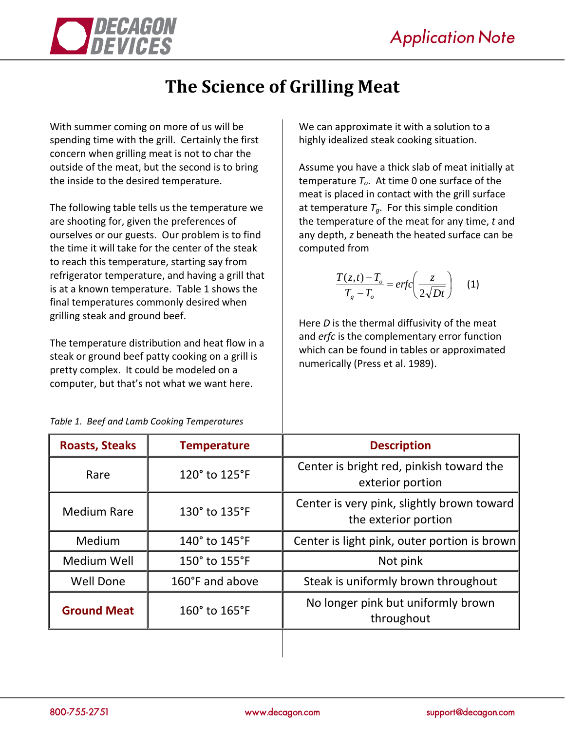# The Science of Grilling Meat

With summer coming on more of us will be spending time with the grill. Certainly the first concern when grilling meat is not to char the outside of the meat, but the second is to bring the inside to the desired temperature.

The following table tells us the temperature we are shooting for, given the preferences of ourselves or our guests. Our problem is to find the time it will take for the center of the steak to reach this temperature, starting say from refrigerator temperature, and having a grill that is at a known temperature. Table 1 shows the final temperatures commonly desired when grilling steak and ground beef.

The temperature distribution and heat flow in a steak or ground beef patty cooking on a grill is pretty complex. It could be modeled on a computer, but that's not what we want here. We can approximate it with a solution to a highly idealized steak cooking situation.

Assume you have a thick slab of meat initially at temperature $T_o$. At time 0 one surface of the meat is placed in contact with the grill surface at temperature $T_g$. For this simple condition the temperature of the meat for any time, $t$ and any depth, $z$ beneath the heated surface can be computed from

$$\frac{T(z,t) - T_o}{T_g - T_o} = erfc\left(\frac{z}{2\sqrt{Dt}}\right) \qquad (1)$$

Here $D$ is the thermal diffusivity of the meat and *erfc* is the complementary error function which can be found in tables or approximated numerically (Press et al. 1989).

*Table 1. Beef and Lamb Cooking Temperatures*

| Roasts, Steaks | Temperature | Description |
|---|---|---|
| Rare | 120° to 125°F | Center is bright red, pinkish toward the exterior portion |
| Medium Rare | 130° to 135°F | Center is very pink, slightly brown toward the exterior portion |
| Medium | 140° to 145°F | Center is light pink, outer portion is brown |
| Medium Well | 150° to 155°F | Not pink |
| Well Done | 160°F and above | Steak is uniformly brown throughout |
| **Ground Meat** | 160° to 165°F | No longer pink but uniformly brown throughout |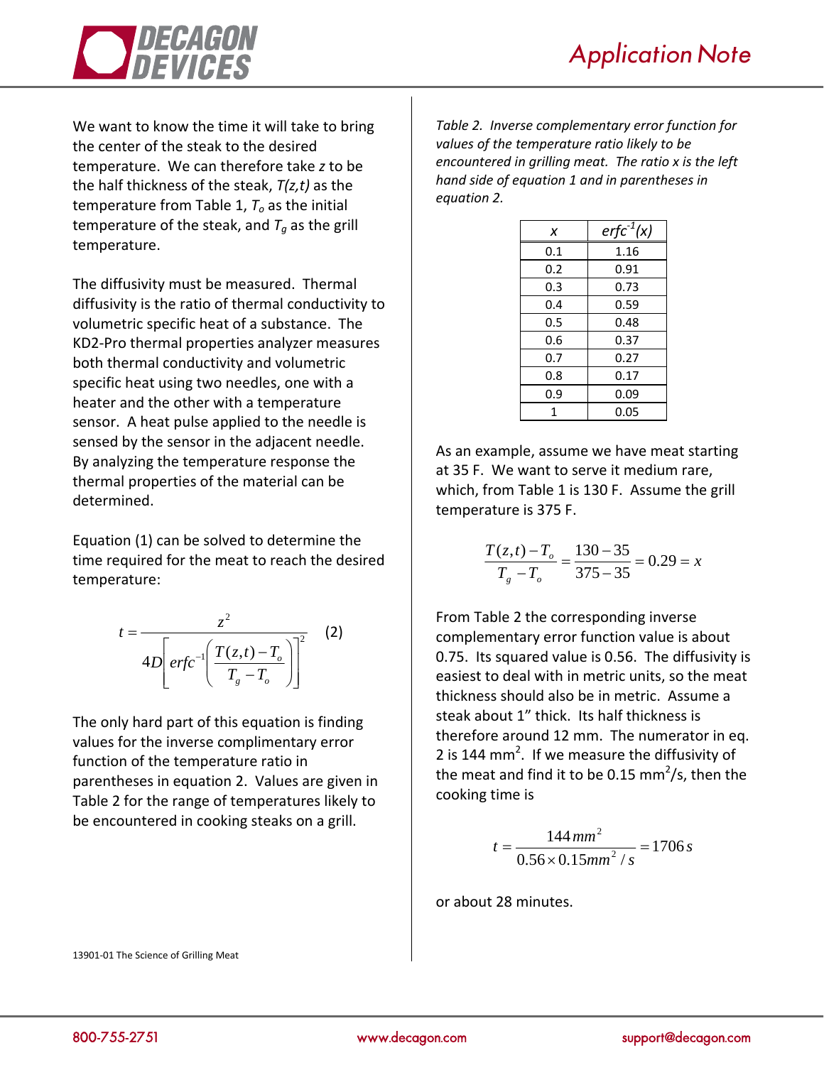We want to know the time it will take to bring the center of the steak to the desired temperature. We can therefore take $z$ to be the half thickness of the steak, $T(z,t)$ as the temperature from Table 1, $T_o$ as the initial temperature of the steak, and $T_g$ as the grill temperature.

The diffusivity must be measured. Thermal diffusivity is the ratio of thermal conductivity to volumetric specific heat of a substance. The KD2-Pro thermal properties analyzer measures both thermal conductivity and volumetric specific heat using two needles, one with a heater and the other with a temperature sensor. A heat pulse applied to the needle is sensed by the sensor in the adjacent needle. By analyzing the temperature response the thermal properties of the material can be determined.

Equation (1) can be solved to determine the time required for the meat to reach the desired temperature:

$$t = \frac{z^2}{4D\left[erfc^{-1}\left(\frac{T(z,t)-T_o}{T_g - T_o}\right)\right]^2} \qquad (2)$$

The only hard part of this equation is finding values for the inverse complimentary error function of the temperature ratio in parentheses in equation 2. Values are given in Table 2 for the range of temperatures likely to be encountered in cooking steaks on a grill.

*Table 2. Inverse complementary error function for values of the temperature ratio likely to be encountered in grilling meat. The ratio x is the left hand side of equation 1 and in parentheses in equation 2.*

| $x$ | $erfc^{-1}(x)$ |
|---|---|
| 0.1 | 1.16 |
| 0.2 | 0.91 |
| 0.3 | 0.73 |
| 0.4 | 0.59 |
| 0.5 | 0.48 |
| 0.6 | 0.37 |
| 0.7 | 0.27 |
| 0.8 | 0.17 |
| 0.9 | 0.09 |
| 1 | 0.05 |

As an example, assume we have meat starting at 35 F. We want to serve it medium rare, which, from Table 1 is 130 F. Assume the grill temperature is 375 F.

$$\frac{T(z,t)-T_o}{T_g - T_o} = \frac{130-35}{375-35} = 0.29 = x$$

From Table 2 the corresponding inverse complementary error function value is about 0.75. Its squared value is 0.56. The diffusivity is easiest to deal with in metric units, so the meat thickness should also be in metric. Assume a steak about 1" thick. Its half thickness is therefore around 12 mm. The numerator in eq. 2 is 144 mm$^2$. If we measure the diffusivity of the meat and find it to be 0.15 mm$^2$/s, then the cooking time is

$$t = \frac{144\,mm^2}{0.56 \times 0.15 mm^2/s} = 1706\,s$$

or about 28 minutes.

13901-01 The Science of Grilling Meat